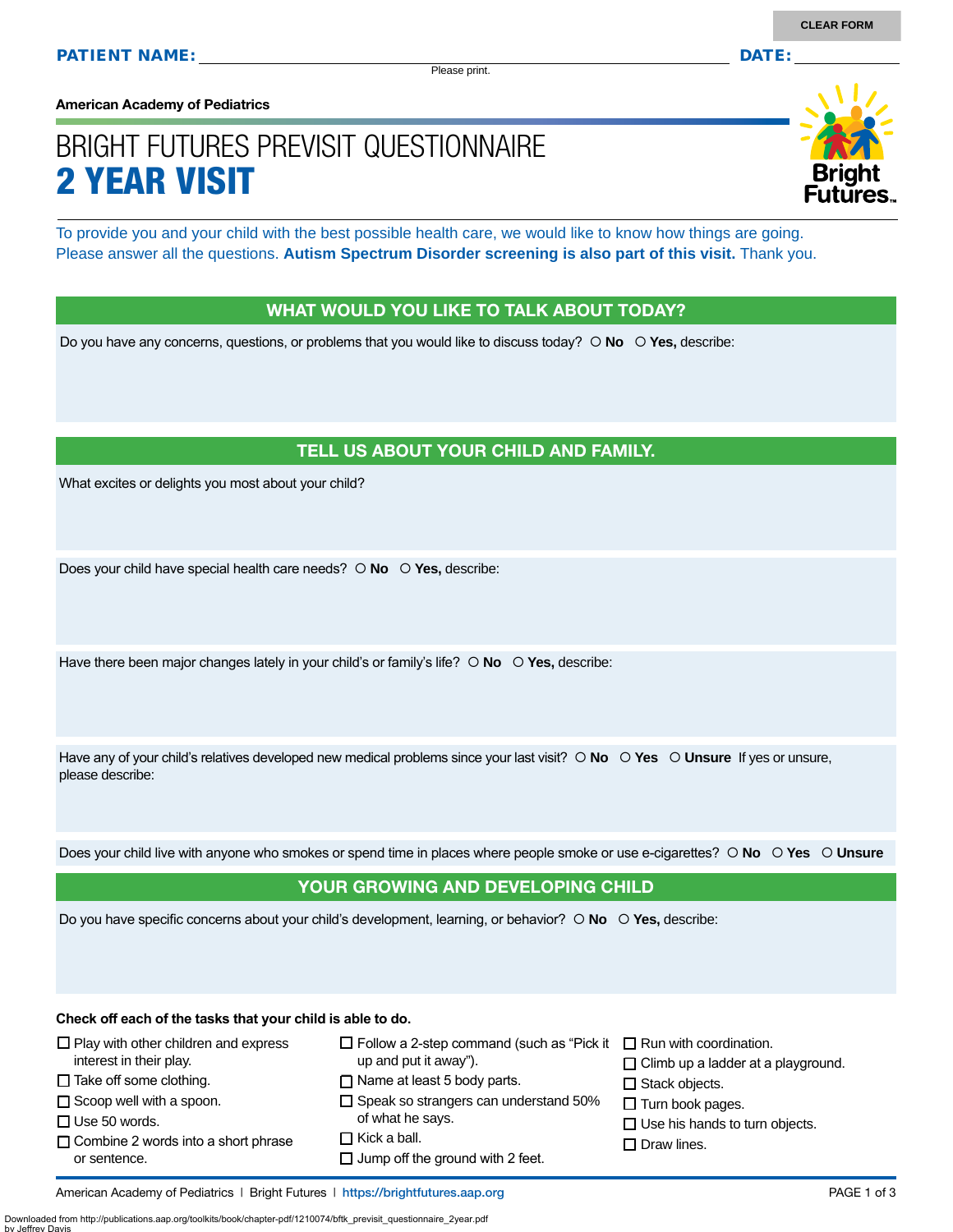CLEAR FORM

**PATIENT NAME:** ______________________ **DATE:** __________

Please print.

**American Academy of Pediatrics**

# BRIGHT FUTURES PREVISIT QUESTIONNAIRE
# 2 YEAR VISIT

To provide you and your child with the best possible health care, we would like to know how things are going. Please answer all the questions. **Autism Spectrum Disorder screening is also part of this visit.** Thank you.

## WHAT WOULD YOU LIKE TO TALK ABOUT TODAY?

Do you have any concerns, questions, or problems that you would like to discuss today? ○ **No** ○ **Yes,** describe:

## TELL US ABOUT YOUR CHILD AND FAMILY.

What excites or delights you most about your child?

Does your child have special health care needs? ○ **No** ○ **Yes,** describe:

Have there been major changes lately in your child's or family's life? ○ **No** ○ **Yes,** describe:

Have any of your child's relatives developed new medical problems since your last visit? ○ **No** ○ **Yes** ○ **Unsure** If yes or unsure, please describe:

Does your child live with anyone who smokes or spend time in places where people smoke or use e-cigarettes? ○ **No** ○ **Yes** ○ **Unsure**

## YOUR GROWING AND DEVELOPING CHILD

Do you have specific concerns about your child's development, learning, or behavior? ○ **No** ○ **Yes,** describe:

**Check off each of the tasks that your child is able to do.**

- ☐ Play with other children and express interest in their play.
- ☐ Take off some clothing.
- ☐ Scoop well with a spoon.
- ☐ Use 50 words.
- ☐ Combine 2 words into a short phrase or sentence.
- ☐ Follow a 2-step command (such as "Pick it up and put it away").
- ☐ Name at least 5 body parts.
- ☐ Speak so strangers can understand 50% of what he says.
- ☐ Kick a ball.
- ☐ Jump off the ground with 2 feet.
- ☐ Run with coordination.
- ☐ Climb up a ladder at a playground.
- ☐ Stack objects.
- ☐ Turn book pages.
- ☐ Use his hands to turn objects.
- ☐ Draw lines.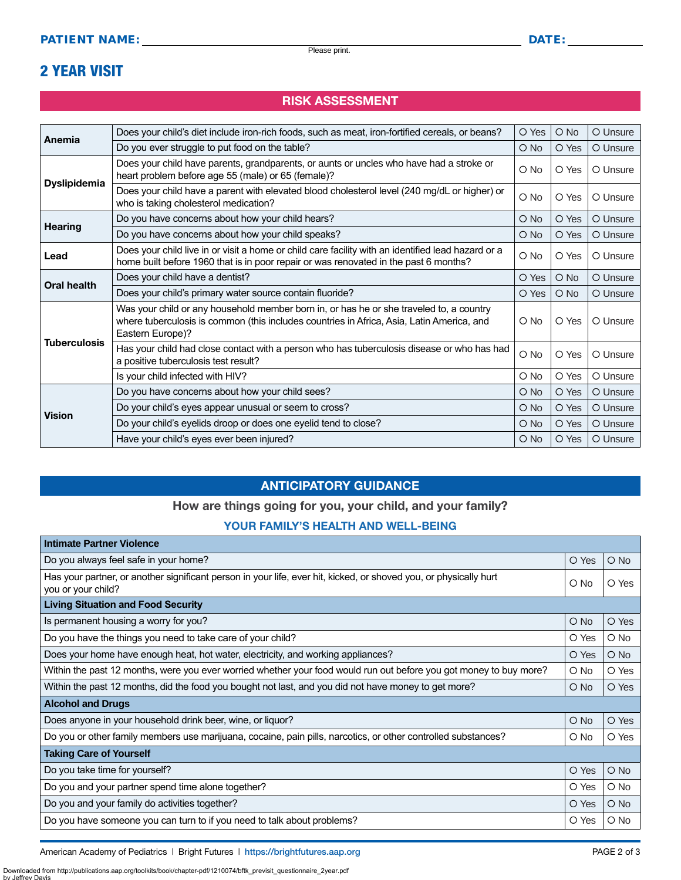**PATIENT NAME:** ______________________________ **DATE:** __________

Please print.

# 2 YEAR VISIT

## RISK ASSESSMENT

| Category | Question | | | |
|---|---|---|---|---|
| **Anemia** | Does your child's diet include iron-rich foods, such as meat, iron-fortified cereals, or beans? | O Yes | O No | O Unsure |
| | Do you ever struggle to put food on the table? | O No | O Yes | O Unsure |
| **Dyslipidemia** | Does your child have parents, grandparents, or aunts or uncles who have had a stroke or heart problem before age 55 (male) or 65 (female)? | O No | O Yes | O Unsure |
| | Does your child have a parent with elevated blood cholesterol level (240 mg/dL or higher) or who is taking cholesterol medication? | O No | O Yes | O Unsure |
| **Hearing** | Do you have concerns about how your child hears? | O No | O Yes | O Unsure |
| | Do you have concerns about how your child speaks? | O No | O Yes | O Unsure |
| **Lead** | Does your child live in or visit a home or child care facility with an identified lead hazard or a home built before 1960 that is in poor repair or was renovated in the past 6 months? | O No | O Yes | O Unsure |
| **Oral health** | Does your child have a dentist? | O Yes | O No | O Unsure |
| | Does your child's primary water source contain fluoride? | O Yes | O No | O Unsure |
| **Tuberculosis** | Was your child or any household member born in, or has he or she traveled to, a country where tuberculosis is common (this includes countries in Africa, Asia, Latin America, and Eastern Europe)? | O No | O Yes | O Unsure |
| | Has your child had close contact with a person who has tuberculosis disease or who has had a positive tuberculosis test result? | O No | O Yes | O Unsure |
| | Is your child infected with HIV? | O No | O Yes | O Unsure |
| **Vision** | Do you have concerns about how your child sees? | O No | O Yes | O Unsure |
| | Do your child's eyes appear unusual or seem to cross? | O No | O Yes | O Unsure |
| | Do your child's eyelids droop or does one eyelid tend to close? | O No | O Yes | O Unsure |
| | Have your child's eyes ever been injured? | O No | O Yes | O Unsure |

## ANTICIPATORY GUIDANCE

### How are things going for you, your child, and your family?

### YOUR FAMILY'S HEALTH AND WELL-BEING

| Question | | |
|---|---|---|
| **Intimate Partner Violence** | | |
| Do you always feel safe in your home? | O Yes | O No |
| Has your partner, or another significant person in your life, ever hit, kicked, or shoved you, or physically hurt you or your child? | O No | O Yes |
| **Living Situation and Food Security** | | |
| Is permanent housing a worry for you? | O No | O Yes |
| Do you have the things you need to take care of your child? | O Yes | O No |
| Does your home have enough heat, hot water, electricity, and working appliances? | O Yes | O No |
| Within the past 12 months, were you ever worried whether your food would run out before you got money to buy more? | O No | O Yes |
| Within the past 12 months, did the food you bought not last, and you did not have money to get more? | O No | O Yes |
| **Alcohol and Drugs** | | |
| Does anyone in your household drink beer, wine, or liquor? | O No | O Yes |
| Do you or other family members use marijuana, cocaine, pain pills, narcotics, or other controlled substances? | O No | O Yes |
| **Taking Care of Yourself** | | |
| Do you take time for yourself? | O Yes | O No |
| Do you and your partner spend time alone together? | O Yes | O No |
| Do you and your family do activities together? | O Yes | O No |
| Do you have someone you can turn to if you need to talk about problems? | O Yes | O No |

American Academy of Pediatrics | Bright Futures | https://brightfutures.aap.org

Downloaded from http://publications.aap.org/toolkits/book/chapter-pdf/1210074/bftk_previsit_questionnaire_2year.pdf by Jeffrey Davis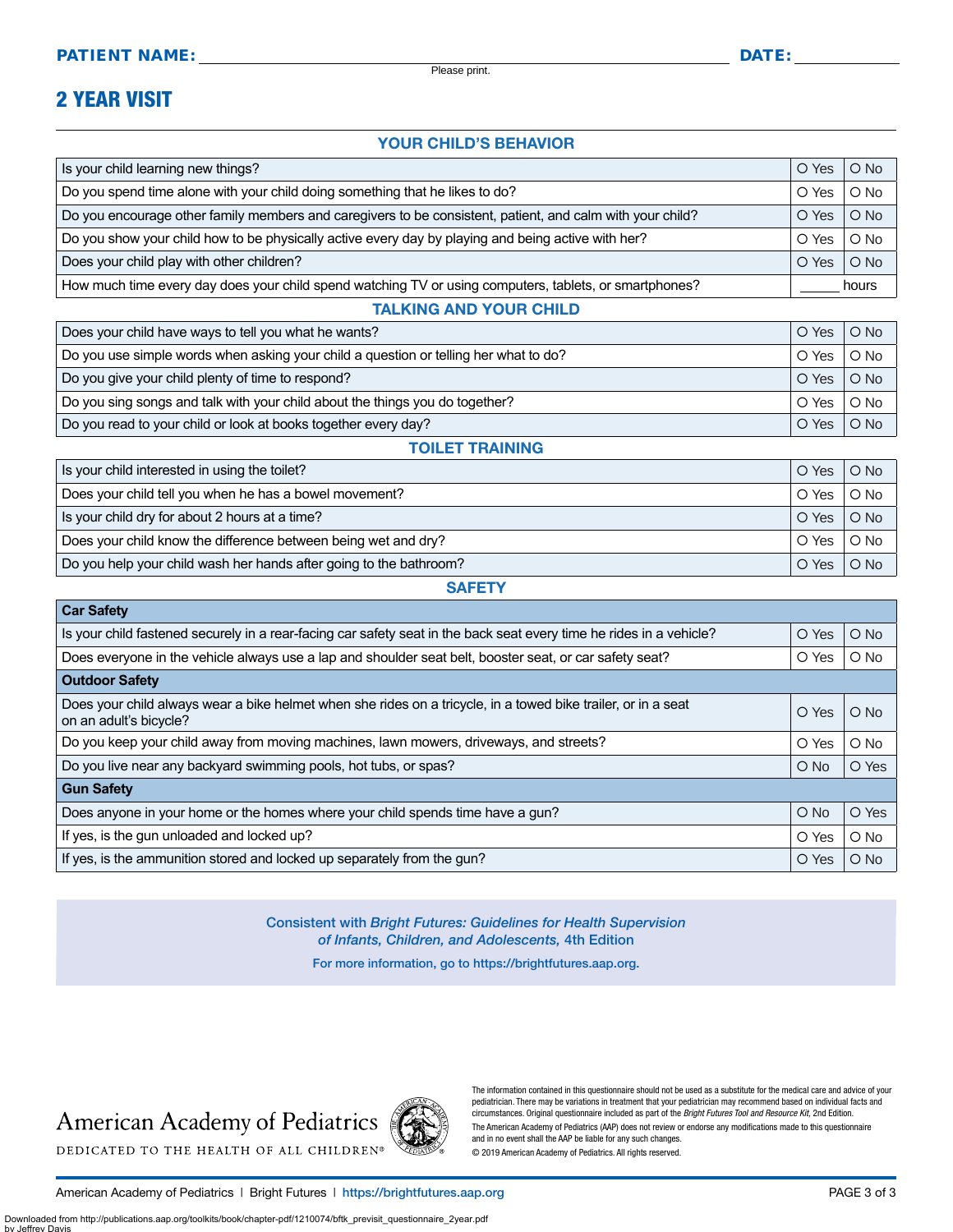**PATIENT NAME:** ______________________ **DATE:** __________

Please print.

# 2 YEAR VISIT

## YOUR CHILD'S BEHAVIOR

| | | |
|---|---|---|
| Is your child learning new things? | O Yes | O No |
| Do you spend time alone with your child doing something that he likes to do? | O Yes | O No |
| Do you encourage other family members and caregivers to be consistent, patient, and calm with your child? | O Yes | O No |
| Do you show your child how to be physically active every day by playing and being active with her? | O Yes | O No |
| Does your child play with other children? | O Yes | O No |
| How much time every day does your child spend watching TV or using computers, tablets, or smartphones? | _____ hours | |

## TALKING AND YOUR CHILD

| | | |
|---|---|---|
| Does your child have ways to tell you what he wants? | O Yes | O No |
| Do you use simple words when asking your child a question or telling her what to do? | O Yes | O No |
| Do you give your child plenty of time to respond? | O Yes | O No |
| Do you sing songs and talk with your child about the things you do together? | O Yes | O No |
| Do you read to your child or look at books together every day? | O Yes | O No |

## TOILET TRAINING

| | | |
|---|---|---|
| Is your child interested in using the toilet? | O Yes | O No |
| Does your child tell you when he has a bowel movement? | O Yes | O No |
| Is your child dry for about 2 hours at a time? | O Yes | O No |
| Does your child know the difference between being wet and dry? | O Yes | O No |
| Do you help your child wash her hands after going to the bathroom? | O Yes | O No |

## SAFETY

| | | |
|---|---|---|
| **Car Safety** | | |
| Is your child fastened securely in a rear-facing car safety seat in the back seat every time he rides in a vehicle? | O Yes | O No |
| Does everyone in the vehicle always use a lap and shoulder seat belt, booster seat, or car safety seat? | O Yes | O No |
| **Outdoor Safety** | | |
| Does your child always wear a bike helmet when she rides on a tricycle, in a towed bike trailer, or in a seat on an adult's bicycle? | O Yes | O No |
| Do you keep your child away from moving machines, lawn mowers, driveways, and streets? | O Yes | O No |
| Do you live near any backyard swimming pools, hot tubs, or spas? | O No | O Yes |
| **Gun Safety** | | |
| Does anyone in your home or the homes where your child spends time have a gun? | O No | O Yes |
| If yes, is the gun unloaded and locked up? | O Yes | O No |
| If yes, is the ammunition stored and locked up separately from the gun? | O Yes | O No |

Consistent with *Bright Futures: Guidelines for Health Supervision of Infants, Children, and Adolescents*, 4th Edition

For more information, go to https://brightfutures.aap.org.

American Academy of Pediatrics

DEDICATED TO THE HEALTH OF ALL CHILDREN®

The information contained in this questionnaire should not be used as a substitute for the medical care and advice of your pediatrician. There may be variations in treatment that your pediatrician may recommend based on individual facts and circumstances. Original questionnaire included as part of the *Bright Futures Tool and Resource Kit*, 2nd Edition.

The American Academy of Pediatrics (AAP) does not review or endorse any modifications made to this questionnaire and in no event shall the AAP be liable for any such changes.

© 2019 American Academy of Pediatrics. All rights reserved.